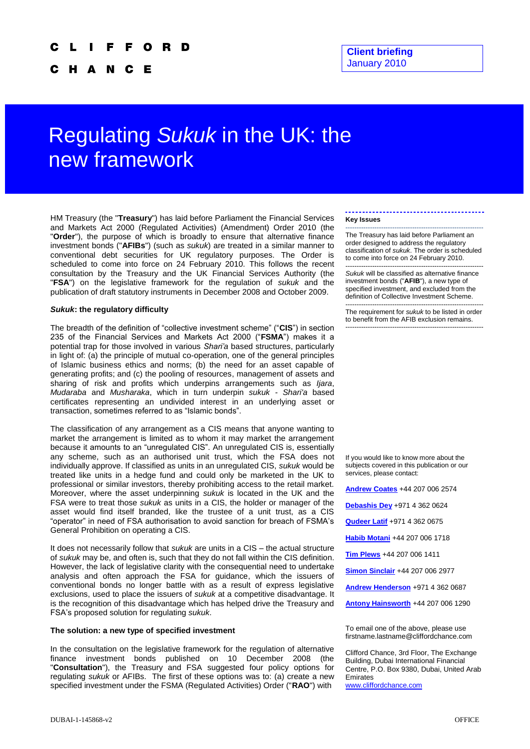CLIFFORD CHANCE

**Client briefing**
January 2010

# Regulating *Sukuk* in the UK: the new framework

HM Treasury (the "**Treasury**") has laid before Parliament the Financial Services and Markets Act 2000 (Regulated Activities) (Amendment) Order 2010 (the "**Order**"), the purpose of which is broadly to ensure that alternative finance investment bonds ("**AFIBs**") (such as *sukuk*) are treated in a similar manner to conventional debt securities for UK regulatory purposes. The Order is scheduled to come into force on 24 February 2010. This follows the recent consultation by the Treasury and the UK Financial Services Authority (the "**FSA**") on the legislative framework for the regulation of *sukuk* and the publication of draft statutory instruments in December 2008 and October 2009.

### *Sukuk*: the regulatory difficulty

The breadth of the definition of "collective investment scheme" ("**CIS**") in section 235 of the Financial Services and Markets Act 2000 ("**FSMA**") makes it a potential trap for those involved in various *Shari'a* based structures, particularly in light of: (a) the principle of mutual co-operation, one of the general principles of Islamic business ethics and norms; (b) the need for an asset capable of generating profits; and (c) the pooling of resources, management of assets and sharing of risk and profits which underpins arrangements such as *Ijara*, *Mudaraba* and *Musharaka*, which in turn underpin *sukuk* - *Shari'a* based certificates representing an undivided interest in an underlying asset or transaction, sometimes referred to as "Islamic bonds".

The classification of any arrangement as a CIS means that anyone wanting to market the arrangement is limited as to whom it may market the arrangement because it amounts to an "unregulated CIS". An unregulated CIS is, essentially any scheme, such as an authorised unit trust, which the FSA does not individually approve. If classified as units in an unregulated CIS, *sukuk* would be treated like units in a hedge fund and could only be marketed in the UK to professional or similar investors, thereby prohibiting access to the retail market. Moreover, where the asset underpinning *sukuk* is located in the UK and the FSA were to treat those *sukuk* as units in a CIS, the holder or manager of the asset would find itself branded, like the trustee of a unit trust, as a CIS "operator" in need of FSA authorisation to avoid sanction for breach of FSMA's General Prohibition on operating a CIS.

It does not necessarily follow that *sukuk* are units in a CIS – the actual structure of *sukuk* may be, and often is, such that they do not fall within the CIS definition. However, the lack of legislative clarity with the consequential need to undertake analysis and often approach the FSA for guidance, which the issuers of conventional bonds no longer battle with as a result of express legislative exclusions, used to place the issuers of *sukuk* at a competitive disadvantage. It is the recognition of this disadvantage which has helped drive the Treasury and FSA's proposed solution for regulating *sukuk*.

### The solution: a new type of specified investment

In the consultation on the legislative framework for the regulation of alternative finance investment bonds published on 10 December 2008 (the "**Consultation**"), the Treasury and FSA suggested four policy options for regulating *sukuk* or AFIBs. The first of these options was to: (a) create a new specified investment under the FSMA (Regulated Activities) Order ("**RAO**") with

**Key Issues**

- The Treasury has laid before Parliament an order designed to address the regulatory classification of *sukuk*. The order is scheduled to come into force on 24 February 2010.
- *Sukuk* will be classified as alternative finance investment bonds ("**AFIB**"), a new type of specified investment, and excluded from the definition of Collective Investment Scheme.
- The requirement for *sukuk* to be listed in order to benefit from the AFIB exclusion remains.

If you would like to know more about the subjects covered in this publication or our services, please contact:

**Andrew Coates** +44 207 006 2574

**Debashis Dey** +971 4 362 0624

**Qudeer Latif** +971 4 362 0675

**Habib Motani** +44 207 006 1718

**Tim Plews** +44 207 006 1411

**Simon Sinclair** +44 207 006 2977

**Andrew Henderson** +971 4 362 0687

**Antony Hainsworth** +44 207 006 1290

To email one of the above, please use firstname.lastname@cliffordchance.com

Clifford Chance, 3rd Floor, The Exchange Building, Dubai International Financial Centre, P.O. Box 9380, Dubai, United Arab Emirates
www.cliffordchance.com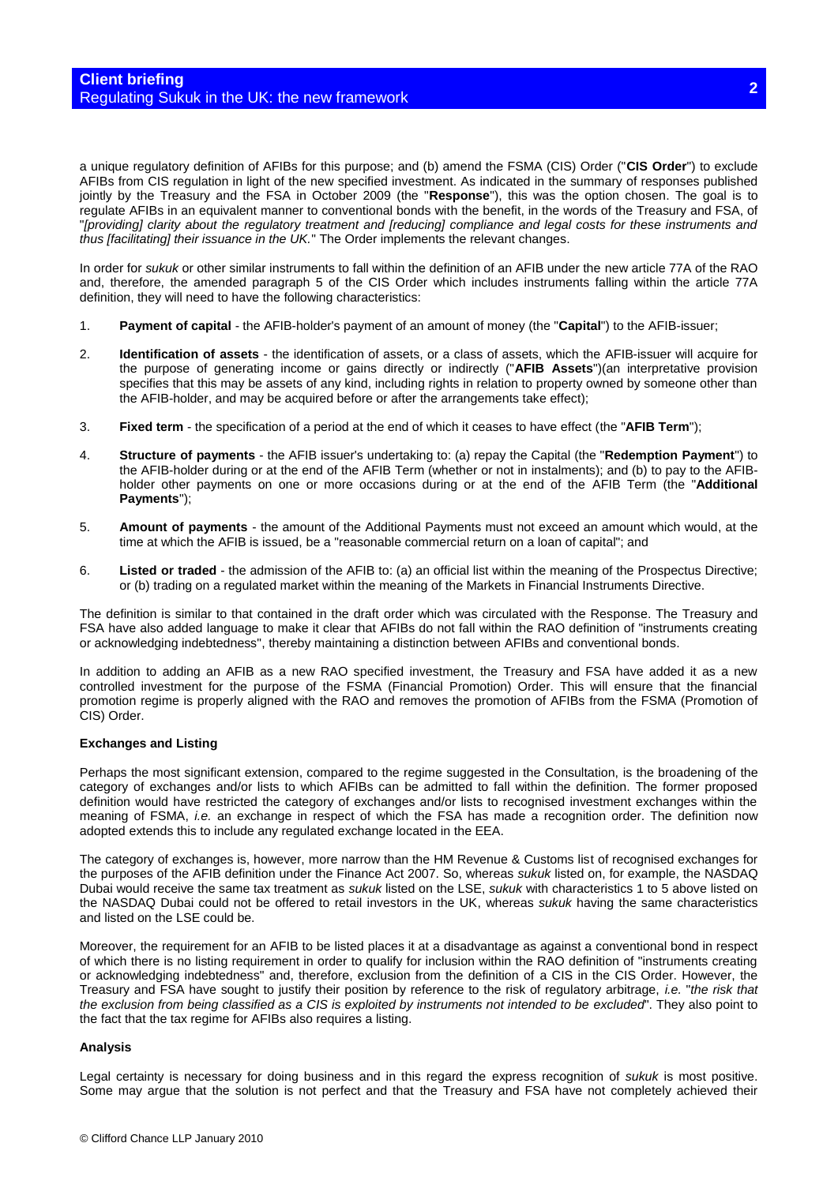a unique regulatory definition of AFIBs for this purpose; and (b) amend the FSMA (CIS) Order ("**CIS Order**") to exclude AFIBs from CIS regulation in light of the new specified investment. As indicated in the summary of responses published jointly by the Treasury and the FSA in October 2009 (the "**Response**"), this was the option chosen. The goal is to regulate AFIBs in an equivalent manner to conventional bonds with the benefit, in the words of the Treasury and FSA, of "*[providing] clarity about the regulatory treatment and [reducing] compliance and legal costs for these instruments and thus [facilitating] their issuance in the UK.*" The Order implements the relevant changes.

In order for *sukuk* or other similar instruments to fall within the definition of an AFIB under the new article 77A of the RAO and, therefore, the amended paragraph 5 of the CIS Order which includes instruments falling within the article 77A definition, they will need to have the following characteristics:

1. **Payment of capital** - the AFIB-holder's payment of an amount of money (the "**Capital**") to the AFIB-issuer;
2. **Identification of assets** - the identification of assets, or a class of assets, which the AFIB-issuer will acquire for the purpose of generating income or gains directly or indirectly ("**AFIB Assets**")(an interpretative provision specifies that this may be assets of any kind, including rights in relation to property owned by someone other than the AFIB-holder, and may be acquired before or after the arrangements take effect);
3. **Fixed term** - the specification of a period at the end of which it ceases to have effect (the "**AFIB Term**");
4. **Structure of payments** - the AFIB issuer's undertaking to: (a) repay the Capital (the "**Redemption Payment**") to the AFIB-holder during or at the end of the AFIB Term (whether or not in instalments); and (b) to pay to the AFIB-holder other payments on one or more occasions during or at the end of the AFIB Term (the "**Additional Payments**");
5. **Amount of payments** - the amount of the Additional Payments must not exceed an amount which would, at the time at which the AFIB is issued, be a "reasonable commercial return on a loan of capital"; and
6. **Listed or traded** - the admission of the AFIB to: (a) an official list within the meaning of the Prospectus Directive; or (b) trading on a regulated market within the meaning of the Markets in Financial Instruments Directive.

The definition is similar to that contained in the draft order which was circulated with the Response. The Treasury and FSA have also added language to make it clear that AFIBs do not fall within the RAO definition of "instruments creating or acknowledging indebtedness", thereby maintaining a distinction between AFIBs and conventional bonds.

In addition to adding an AFIB as a new RAO specified investment, the Treasury and FSA have added it as a new controlled investment for the purpose of the FSMA (Financial Promotion) Order. This will ensure that the financial promotion regime is properly aligned with the RAO and removes the promotion of AFIBs from the FSMA (Promotion of CIS) Order.

**Exchanges and Listing**

Perhaps the most significant extension, compared to the regime suggested in the Consultation, is the broadening of the category of exchanges and/or lists to which AFIBs can be admitted to fall within the definition. The former proposed definition would have restricted the category of exchanges and/or lists to recognised investment exchanges within the meaning of FSMA, *i.e.* an exchange in respect of which the FSA has made a recognition order. The definition now adopted extends this to include any regulated exchange located in the EEA.

The category of exchanges is, however, more narrow than the HM Revenue & Customs list of recognised exchanges for the purposes of the AFIB definition under the Finance Act 2007. So, whereas *sukuk* listed on, for example, the NASDAQ Dubai would receive the same tax treatment as *sukuk* listed on the LSE, *sukuk* with characteristics 1 to 5 above listed on the NASDAQ Dubai could not be offered to retail investors in the UK, whereas *sukuk* having the same characteristics and listed on the LSE could be.

Moreover, the requirement for an AFIB to be listed places it at a disadvantage as against a conventional bond in respect of which there is no listing requirement in order to qualify for inclusion within the RAO definition of "instruments creating or acknowledging indebtedness" and, therefore, exclusion from the definition of a CIS in the CIS Order. However, the Treasury and FSA have sought to justify their position by reference to the risk of regulatory arbitrage, *i.e.* "*the risk that the exclusion from being classified as a CIS is exploited by instruments not intended to be excluded*". They also point to the fact that the tax regime for AFIBs also requires a listing.

**Analysis**

Legal certainty is necessary for doing business and in this regard the express recognition of *sukuk* is most positive. Some may argue that the solution is not perfect and that the Treasury and FSA have not completely achieved their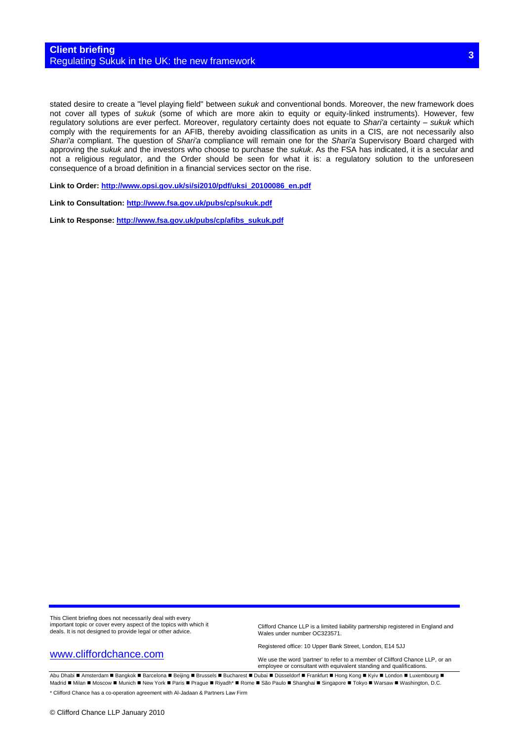stated desire to create a "level playing field" between *sukuk* and conventional bonds. Moreover, the new framework does not cover all types of *sukuk* (some of which are more akin to equity or equity-linked instruments). However, few regulatory solutions are ever perfect. Moreover, regulatory certainty does not equate to *Shari'a* certainty – *sukuk* which comply with the requirements for an AFIB, thereby avoiding classification as units in a CIS, are not necessarily also *Shari'a* compliant. The question of *Shari'a* compliance will remain one for the *Shari'a* Supervisory Board charged with approving the *sukuk* and the investors who choose to purchase the *sukuk*. As the FSA has indicated, it is a secular and not a religious regulator, and the Order should be seen for what it is: a regulatory solution to the unforeseen consequence of a broad definition in a financial services sector on the rise.

**Link to Order: http://www.opsi.gov.uk/si/si2010/pdf/uksi_20100086_en.pdf**

**Link to Consultation: http://www.fsa.gov.uk/pubs/cp/sukuk.pdf**

**Link to Response: http://www.fsa.gov.uk/pubs/cp/afibs_sukuk.pdf**

This Client briefing does not necessarily deal with every important topic or cover every aspect of the topics with which it deals. It is not designed to provide legal or other advice.

www.cliffordchance.com

Clifford Chance LLP is a limited liability partnership registered in England and Wales under number OC323571.

Registered office: 10 Upper Bank Street, London, E14 5JJ

We use the word 'partner' to refer to a member of Clifford Chance LLP, or an employee or consultant with equivalent standing and qualifications.

Abu Dhabi ■ Amsterdam ■ Bangkok ■ Barcelona ■ Beijing ■ Brussels ■ Bucharest ■ Dubai ■ Düsseldorf ■ Frankfurt ■ Hong Kong ■ Kyiv ■ London ■ Luxembourg ■ Madrid ■ Milan ■ Moscow ■ Munich ■ New York ■ Paris ■ Prague ■ Riyadh* ■ Rome ■ São Paulo ■ Shanghai ■ Singapore ■ Tokyo ■ Warsaw ■ Washington, D.C.

\* Clifford Chance has a co-operation agreement with Al-Jadaan & Partners Law Firm

© Clifford Chance LLP January 2010